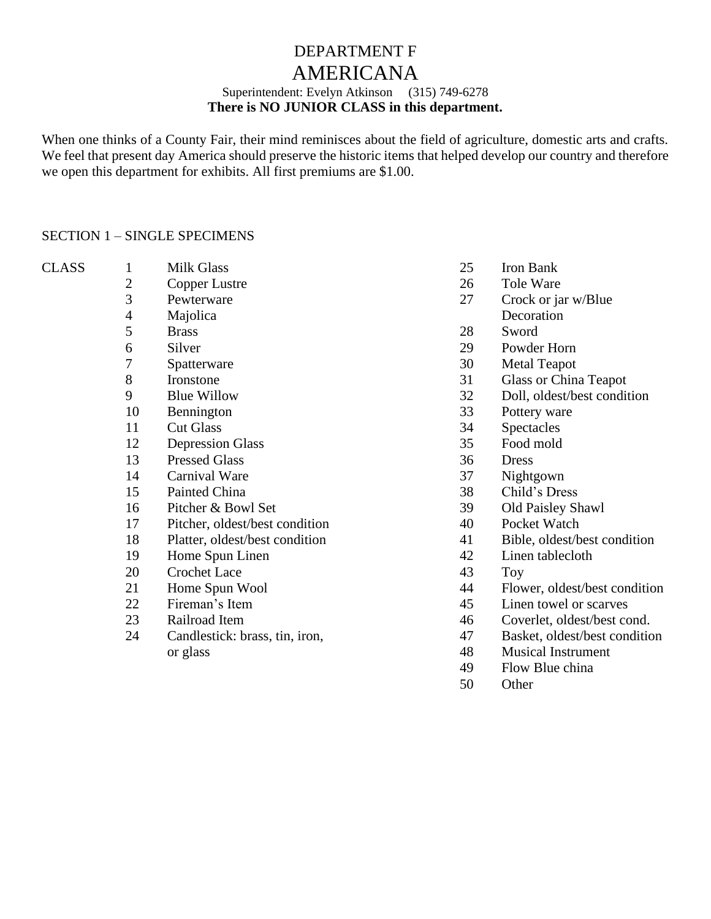# DEPARTMENT F

# AMERICANA

Superintendent: Evelyn Atkinson (315) 749-6278

**There is NO JUNIOR CLASS in this department.**

When one thinks of a County Fair, their mind reminisces about the field of agriculture, domestic arts and crafts. We feel that present day America should preserve the historic items that helped develop our country and therefore we open this department for exhibits. All first premiums are $1.00.

## SECTION 1 – SINGLE SPECIMENS

CLASS

1 Milk Glass
2 Copper Lustre
3 Pewterware
4 Majolica
5 Brass
6 Silver
7 Spatterware
8 Ironstone
9 Blue Willow
10 Bennington
11 Cut Glass
12 Depression Glass
13 Pressed Glass
14 Carnival Ware
15 Painted China
16 Pitcher & Bowl Set
17 Pitcher, oldest/best condition
18 Platter, oldest/best condition
19 Home Spun Linen
20 Crochet Lace
21 Home Spun Wool
22 Fireman's Item
23 Railroad Item
24 Candlestick: brass, tin, iron, or glass
25 Iron Bank
26 Tole Ware
27 Crock or jar w/Blue Decoration
28 Sword
29 Powder Horn
30 Metal Teapot
31 Glass or China Teapot
32 Doll, oldest/best condition
33 Pottery ware
34 Spectacles
35 Food mold
36 Dress
37 Nightgown
38 Child's Dress
39 Old Paisley Shawl
40 Pocket Watch
41 Bible, oldest/best condition
42 Linen tablecloth
43 Toy
44 Flower, oldest/best condition
45 Linen towel or scarves
46 Coverlet, oldest/best cond.
47 Basket, oldest/best condition
48 Musical Instrument
49 Flow Blue china
50 Other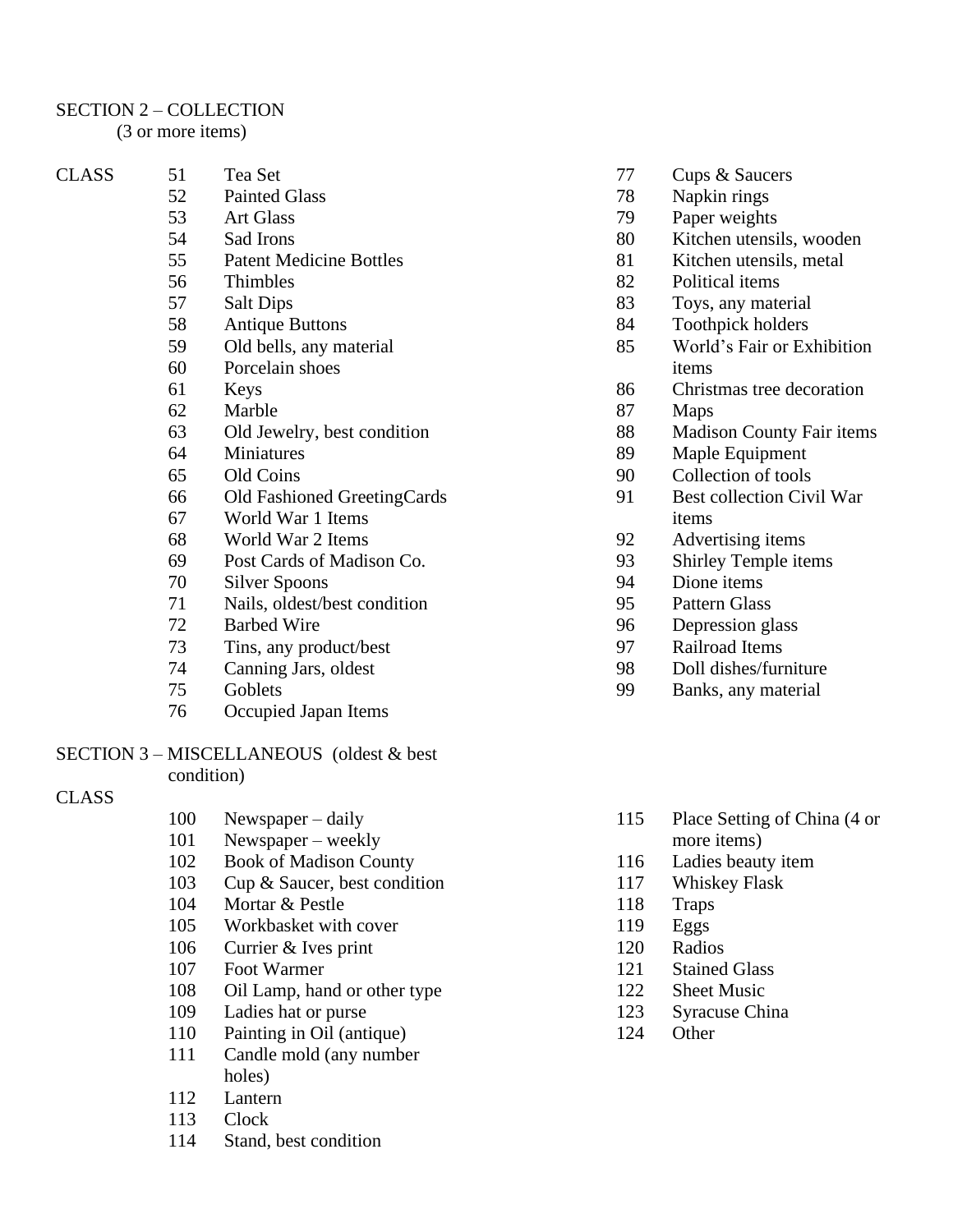## SECTION 2 – COLLECTION

(3 or more items)

CLASS

- 51 Tea Set
- 52 Painted Glass
- 53 Art Glass
- 54 Sad Irons
- 55 Patent Medicine Bottles
- 56 Thimbles
- 57 Salt Dips
- 58 Antique Buttons
- 59 Old bells, any material
- 60 Porcelain shoes
- 61 Keys
- 62 Marble
- 63 Old Jewelry, best condition
- 64 Miniatures
- 65 Old Coins
- 66 Old Fashioned GreetingCards
- 67 World War 1 Items
- 68 World War 2 Items
- 69 Post Cards of Madison Co.
- 70 Silver Spoons
- 71 Nails, oldest/best condition
- 72 Barbed Wire
- 73 Tins, any product/best
- 74 Canning Jars, oldest
- 75 Goblets
- 76 Occupied Japan Items
- 77 Cups & Saucers
- 78 Napkin rings
- 79 Paper weights
- 80 Kitchen utensils, wooden
- 81 Kitchen utensils, metal
- 82 Political items
- 83 Toys, any material
- 84 Toothpick holders
- 85 World's Fair or Exhibition items
- 86 Christmas tree decoration
- 87 Maps
- 88 Madison County Fair items
- 89 Maple Equipment
- 90 Collection of tools
- 91 Best collection Civil War items
- 92 Advertising items
- 93 Shirley Temple items
- 94 Dione items
- 95 Pattern Glass
- 96 Depression glass
- 97 Railroad Items
- 98 Doll dishes/furniture
- 99 Banks, any material

## SECTION 3 – MISCELLANEOUS (oldest & best condition)

CLASS

- 100 Newspaper – daily
- 101 Newspaper – weekly
- 102 Book of Madison County
- 103 Cup & Saucer, best condition
- 104 Mortar & Pestle
- 105 Workbasket with cover
- 106 Currier & Ives print
- 107 Foot Warmer
- 108 Oil Lamp, hand or other type
- 109 Ladies hat or purse
- 110 Painting in Oil (antique)
- 111 Candle mold (any number holes)
- 112 Lantern
- 113 Clock
- 114 Stand, best condition
- 115 Place Setting of China (4 or more items)
- 116 Ladies beauty item
- 117 Whiskey Flask
- 118 Traps
- 119 Eggs
- 120 Radios
- 121 Stained Glass
- 122 Sheet Music
- 123 Syracuse China
- 124 Other